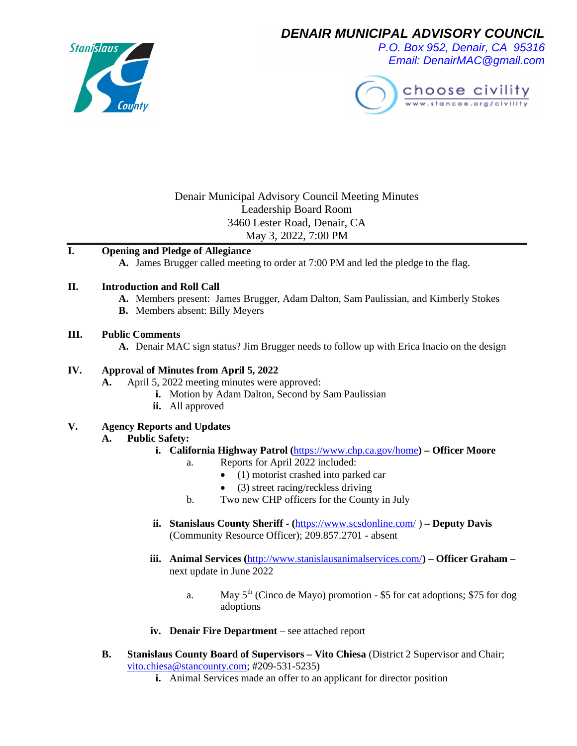# DENAIR MUNICIPAL ADVISORY COUNCIL

*P.O. Box 952, Denair, CA 95316*
*Email: DenairMAC@gmail.com*

choose civility
www.stancoe.org/civility

Denair Municipal Advisory Council Meeting Minutes
Leadership Board Room
3460 Lester Road, Denair, CA
May 3, 2022, 7:00 PM

---

**I. Opening and Pledge of Allegiance**

- **A.** James Brugger called meeting to order at 7:00 PM and led the pledge to the flag.

**II. Introduction and Roll Call**

- **A.** Members present: James Brugger, Adam Dalton, Sam Paulissian, and Kimberly Stokes
- **B.** Members absent: Billy Meyers

**III. Public Comments**

- **A.** Denair MAC sign status? Jim Brugger needs to follow up with Erica Inacio on the design

**IV. Approval of Minutes from April 5, 2022**

- **A.** April 5, 2022 meeting minutes were approved:
  - **i.** Motion by Adam Dalton, Second by Sam Paulissian
  - **ii.** All approved

**V. Agency Reports and Updates**

- **A. Public Safety:**
  - **i. California Highway Patrol (https://www.chp.ca.gov/home) – Officer Moore**
    - a. Reports for April 2022 included:
      - (1) motorist crashed into parked car
      - (3) street racing/reckless driving
    - b. Two new CHP officers for the County in July
  - **ii. Stanislaus County Sheriff - (https://www.scsdonline.com/ ) – Deputy Davis** (Community Resource Officer); 209.857.2701 - absent
  - **iii. Animal Services (http://www.stanislausanimalservices.com/) – Officer Graham –** next update in June 2022
    - a. May 5th (Cinco de Mayo) promotion - $5 for cat adoptions; $75 for dog adoptions
  - **iv. Denair Fire Department** – see attached report
- **B. Stanislaus County Board of Supervisors – Vito Chiesa** (District 2 Supervisor and Chair; vito.chiesa@stancounty.com; #209-531-5235)
  - **i.** Animal Services made an offer to an applicant for director position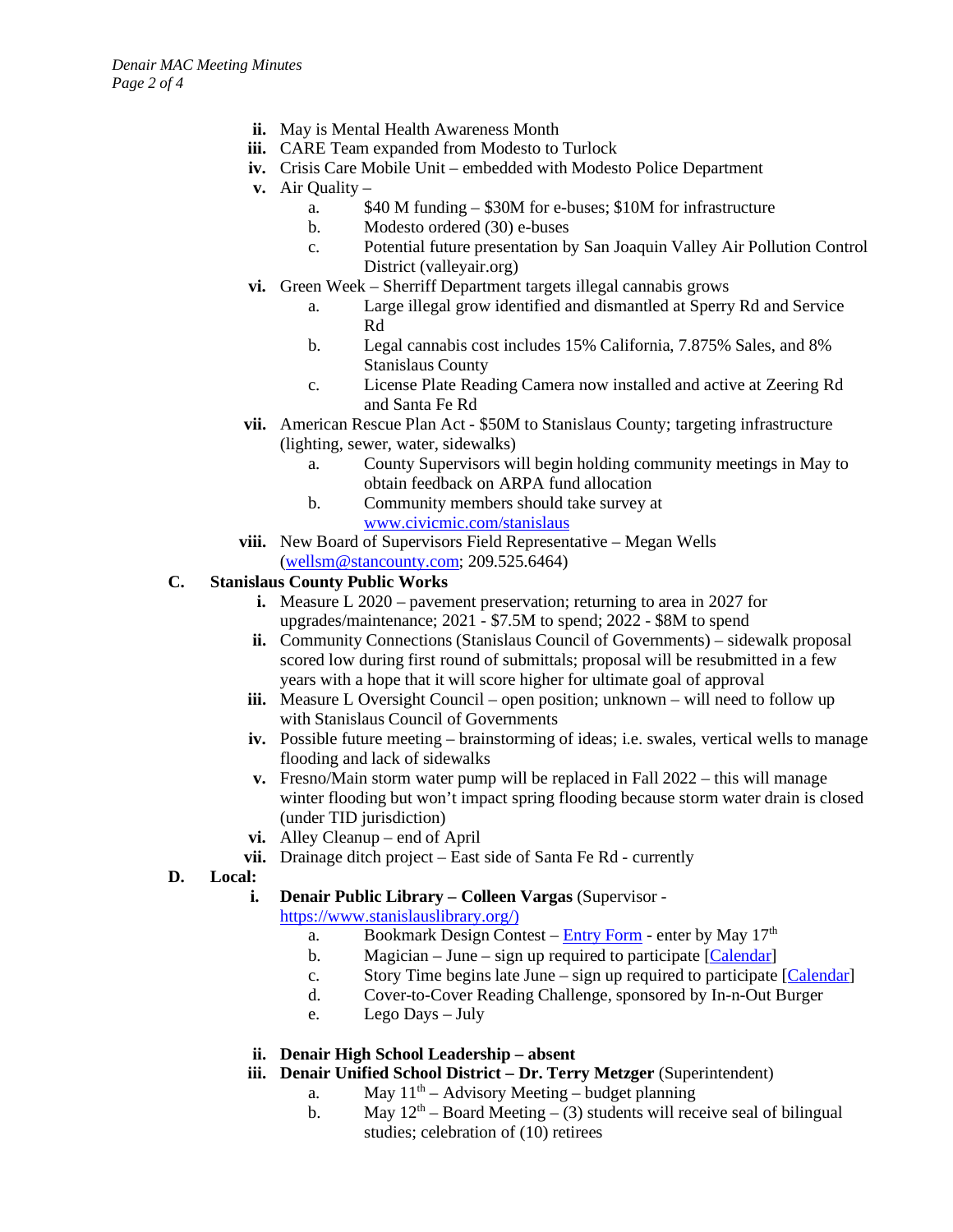- **ii.** May is Mental Health Awareness Month
- **iii.** CARE Team expanded from Modesto to Turlock
- **iv.** Crisis Care Mobile Unit – embedded with Modesto Police Department
- **v.** Air Quality –
  - a. $40 M funding – $30M for e-buses; $10M for infrastructure
  - b. Modesto ordered (30) e-buses
  - c. Potential future presentation by San Joaquin Valley Air Pollution Control District (valleyair.org)
- **vi.** Green Week – Sherriff Department targets illegal cannabis grows
  - a. Large illegal grow identified and dismantled at Sperry Rd and Service Rd
  - b. Legal cannabis cost includes 15% California, 7.875% Sales, and 8% Stanislaus County
  - c. License Plate Reading Camera now installed and active at Zeering Rd and Santa Fe Rd
- **vii.** American Rescue Plan Act - $50M to Stanislaus County; targeting infrastructure (lighting, sewer, water, sidewalks)
  - a. County Supervisors will begin holding community meetings in May to obtain feedback on ARPA fund allocation
  - b. Community members should take survey at [www.civicmic.com/stanislaus](www.civicmic.com/stanislaus)
- **viii.** New Board of Supervisors Field Representative – Megan Wells ([wellsm@stancounty.com](mailto:wellsm@stancounty.com); 209.525.6464)

**C. Stanislaus County Public Works**

- **i.** Measure L 2020 – pavement preservation; returning to area in 2027 for upgrades/maintenance; 2021 - $7.5M to spend; 2022 - $8M to spend
- **ii.** Community Connections (Stanislaus Council of Governments) – sidewalk proposal scored low during first round of submittals; proposal will be resubmitted in a few years with a hope that it will score higher for ultimate goal of approval
- **iii.** Measure L Oversight Council – open position; unknown – will need to follow up with Stanislaus Council of Governments
- **iv.** Possible future meeting – brainstorming of ideas; i.e. swales, vertical wells to manage flooding and lack of sidewalks
- **v.** Fresno/Main storm water pump will be replaced in Fall 2022 – this will manage winter flooding but won't impact spring flooding because storm water drain is closed (under TID jurisdiction)
- **vi.** Alley Cleanup – end of April
- **vii.** Drainage ditch project – East side of Santa Fe Rd - currently

**D. Local:**

- **i. Denair Public Library – Colleen Vargas** (Supervisor - [https://www.stanislauslibrary.org/](https://www.stanislauslibrary.org/))
  - a. Bookmark Design Contest – Entry Form - enter by May 17th
  - b. Magician – June – sign up required to participate [Calendar]
  - c. Story Time begins late June – sign up required to participate [Calendar]
  - d. Cover-to-Cover Reading Challenge, sponsored by In-n-Out Burger
  - e. Lego Days – July
- **ii. Denair High School Leadership – absent**
- **iii. Denair Unified School District – Dr. Terry Metzger** (Superintendent)
  - a. May 11th – Advisory Meeting – budget planning
  - b. May 12th – Board Meeting – (3) students will receive seal of bilingual studies; celebration of (10) retirees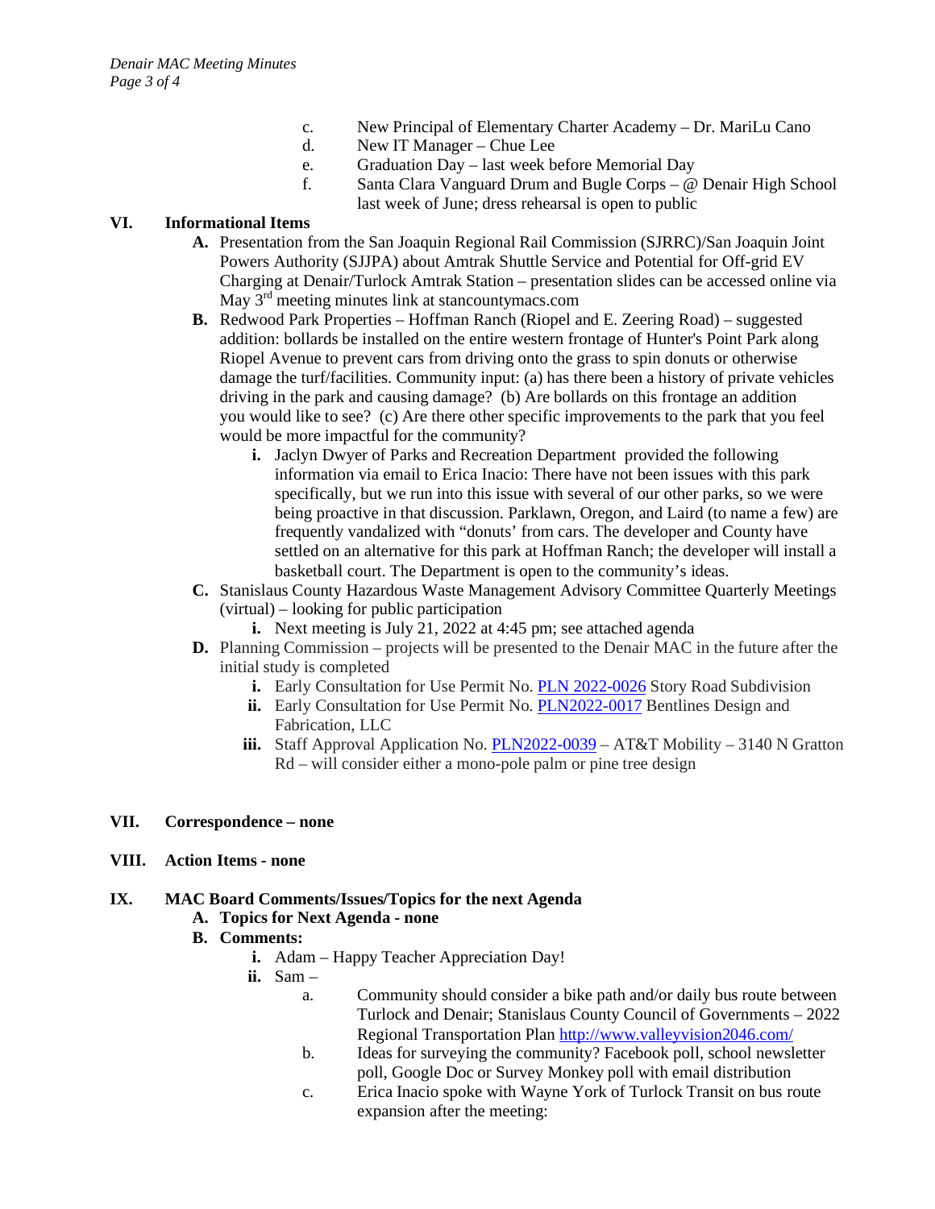c. New Principal of Elementary Charter Academy – Dr. MariLu Cano
d. New IT Manager – Chue Lee
e. Graduation Day – last week before Memorial Day
f. Santa Clara Vanguard Drum and Bugle Corps – @ Denair High School last week of June; dress rehearsal is open to public

## VI. Informational Items

**A.** Presentation from the San Joaquin Regional Rail Commission (SJRRC)/San Joaquin Joint Powers Authority (SJJPA) about Amtrak Shuttle Service and Potential for Off-grid EV Charging at Denair/Turlock Amtrak Station – presentation slides can be accessed online via May 3rd meeting minutes link at stancountymacs.com

**B.** Redwood Park Properties – Hoffman Ranch (Riopel and E. Zeering Road) – suggested addition: bollards be installed on the entire western frontage of Hunter's Point Park along Riopel Avenue to prevent cars from driving onto the grass to spin donuts or otherwise damage the turf/facilities. Community input: (a) has there been a history of private vehicles driving in the park and causing damage? (b) Are bollards on this frontage an addition you would like to see? (c) Are there other specific improvements to the park that you feel would be more impactful for the community?

- **i.** Jaclyn Dwyer of Parks and Recreation Department provided the following information via email to Erica Inacio: There have not been issues with this park specifically, but we run into this issue with several of our other parks, so we were being proactive in that discussion. Parklawn, Oregon, and Laird (to name a few) are frequently vandalized with "donuts' from cars. The developer and County have settled on an alternative for this park at Hoffman Ranch; the developer will install a basketball court. The Department is open to the community's ideas.

**C.** Stanislaus County Hazardous Waste Management Advisory Committee Quarterly Meetings (virtual) – looking for public participation

- **i.** Next meeting is July 21, 2022 at 4:45 pm; see attached agenda

**D.** Planning Commission – projects will be presented to the Denair MAC in the future after the initial study is completed

- **i.** Early Consultation for Use Permit No. PLN 2022-0026 Story Road Subdivision
- **ii.** Early Consultation for Use Permit No. PLN2022-0017 Bentlines Design and Fabrication, LLC
- **iii.** Staff Approval Application No. PLN2022-0039 – AT&T Mobility – 3140 N Gratton Rd – will consider either a mono-pole palm or pine tree design

## VII. Correspondence – none

## VIII. Action Items - none

## IX. MAC Board Comments/Issues/Topics for the next Agenda

**A. Topics for Next Agenda - none**

**B. Comments:**

- **i.** Adam – Happy Teacher Appreciation Day!
- **ii.** Sam –
  - a. Community should consider a bike path and/or daily bus route between Turlock and Denair; Stanislaus County Council of Governments – 2022 Regional Transportation Plan http://www.valleyvision2046.com/
  - b. Ideas for surveying the community? Facebook poll, school newsletter poll, Google Doc or Survey Monkey poll with email distribution
  - c. Erica Inacio spoke with Wayne York of Turlock Transit on bus route expansion after the meeting: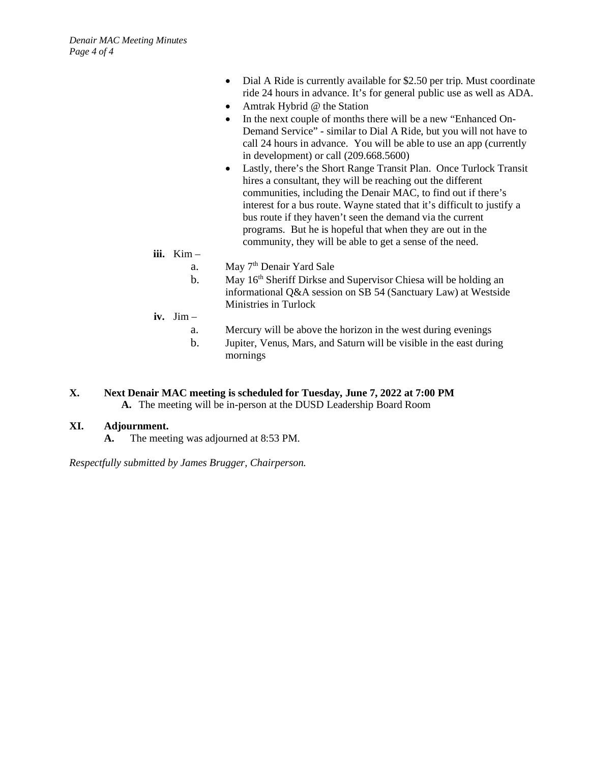- Dial A Ride is currently available for $2.50 per trip. Must coordinate ride 24 hours in advance. It's for general public use as well as ADA.
- Amtrak Hybrid @ the Station
- In the next couple of months there will be a new "Enhanced On-Demand Service" - similar to Dial A Ride, but you will not have to call 24 hours in advance. You will be able to use an app (currently in development) or call (209.668.5600)
- Lastly, there's the Short Range Transit Plan. Once Turlock Transit hires a consultant, they will be reaching out the different communities, including the Denair MAC, to find out if there's interest for a bus route. Wayne stated that it's difficult to justify a bus route if they haven't seen the demand via the current programs. But he is hopeful that when they are out in the community, they will be able to get a sense of the need.

**iii.** Kim –

a. May 7th Denair Yard Sale

b. May 16th Sheriff Dirkse and Supervisor Chiesa will be holding an informational Q&A session on SB 54 (Sanctuary Law) at Westside Ministries in Turlock

**iv.** Jim –

a. Mercury will be above the horizon in the west during evenings

b. Jupiter, Venus, Mars, and Saturn will be visible in the east during mornings

**X. Next Denair MAC meeting is scheduled for Tuesday, June 7, 2022 at 7:00 PM**

**A.** The meeting will be in-person at the DUSD Leadership Board Room

**XI. Adjournment.**

**A.** The meeting was adjourned at 8:53 PM.

*Respectfully submitted by James Brugger, Chairperson.*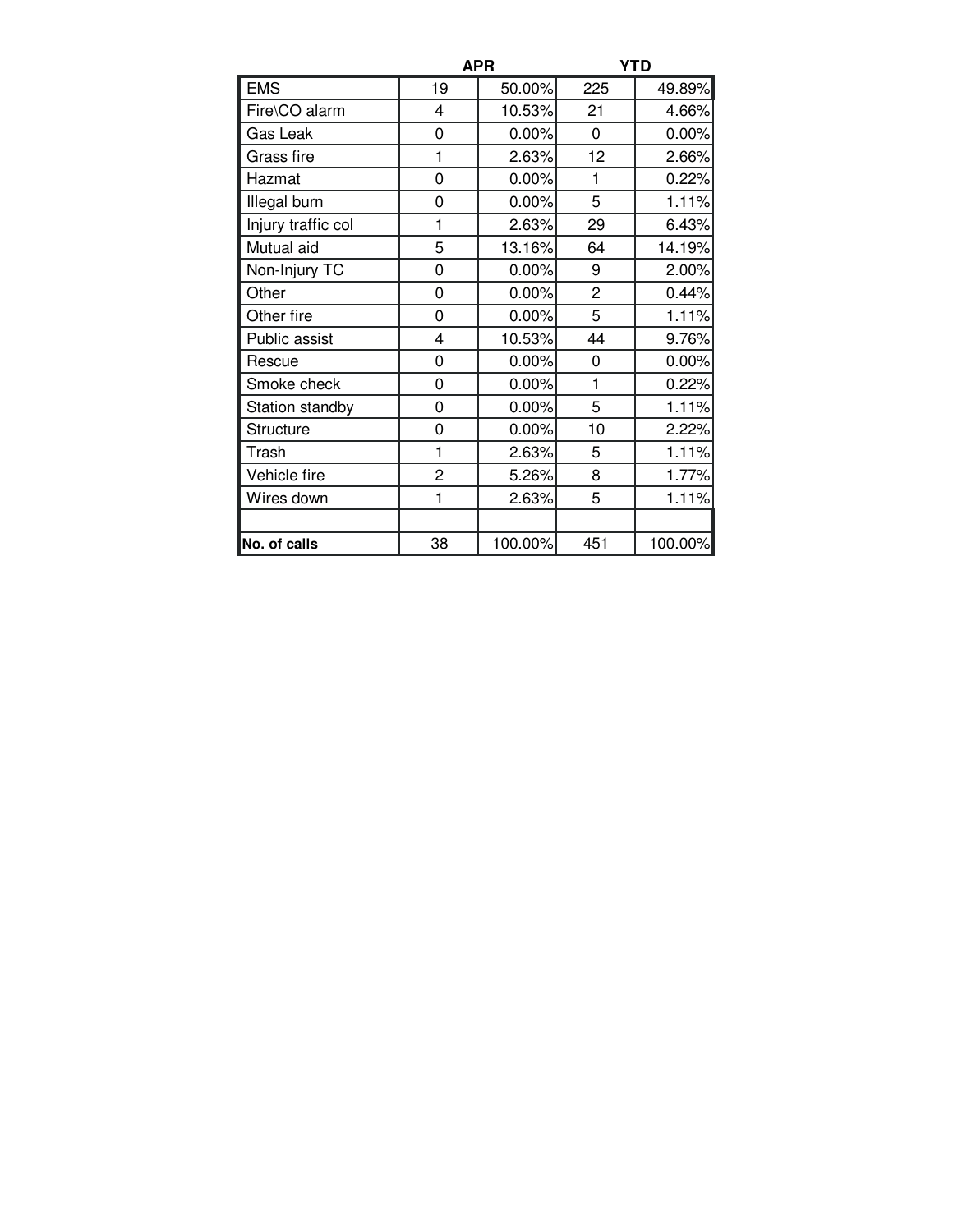| | APR | | YTD | |
|---|---|---|---|---|
| EMS | 19 | 50.00% | 225 | 49.89% |
| Fire\CO alarm | 4 | 10.53% | 21 | 4.66% |
| Gas Leak | 0 | 0.00% | 0 | 0.00% |
| Grass fire | 1 | 2.63% | 12 | 2.66% |
| Hazmat | 0 | 0.00% | 1 | 0.22% |
| Illegal burn | 0 | 0.00% | 5 | 1.11% |
| Injury traffic col | 1 | 2.63% | 29 | 6.43% |
| Mutual aid | 5 | 13.16% | 64 | 14.19% |
| Non-Injury TC | 0 | 0.00% | 9 | 2.00% |
| Other | 0 | 0.00% | 2 | 0.44% |
| Other fire | 0 | 0.00% | 5 | 1.11% |
| Public assist | 4 | 10.53% | 44 | 9.76% |
| Rescue | 0 | 0.00% | 0 | 0.00% |
| Smoke check | 0 | 0.00% | 1 | 0.22% |
| Station standby | 0 | 0.00% | 5 | 1.11% |
| Structure | 0 | 0.00% | 10 | 2.22% |
| Trash | 1 | 2.63% | 5 | 1.11% |
| Vehicle fire | 2 | 5.26% | 8 | 1.77% |
| Wires down | 1 | 2.63% | 5 | 1.11% |
| | | | | |
| **No. of calls** | 38 | 100.00% | 451 | 100.00% |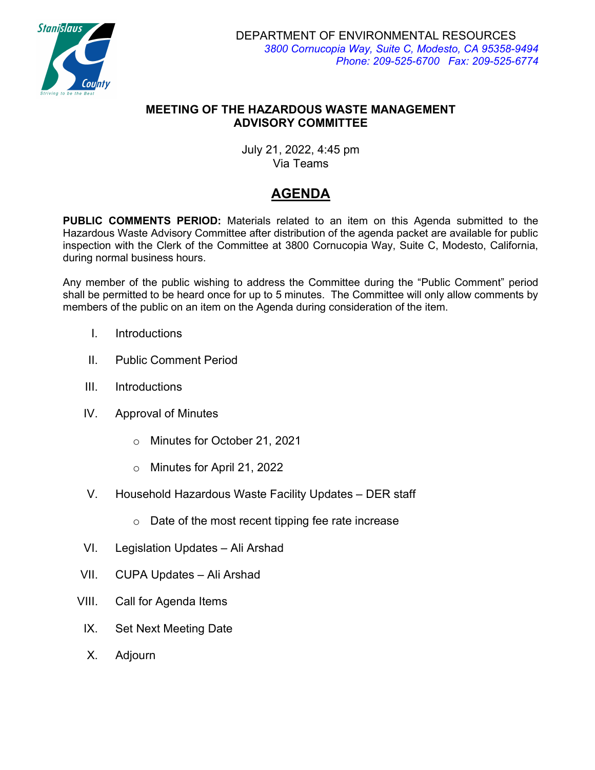DEPARTMENT OF ENVIRONMENTAL RESOURCES
*3800 Cornucopia Way, Suite C, Modesto, CA 95358-9494*
*Phone: 209-525-6700 Fax: 209-525-6774*

**MEETING OF THE HAZARDOUS WASTE MANAGEMENT ADVISORY COMMITTEE**

July 21, 2022, 4:45 pm
Via Teams

# AGENDA

**PUBLIC COMMENTS PERIOD:** Materials related to an item on this Agenda submitted to the Hazardous Waste Advisory Committee after distribution of the agenda packet are available for public inspection with the Clerk of the Committee at 3800 Cornucopia Way, Suite C, Modesto, California, during normal business hours.

Any member of the public wishing to address the Committee during the "Public Comment" period shall be permitted to be heard once for up to 5 minutes. The Committee will only allow comments by members of the public on an item on the Agenda during consideration of the item.

I. Introductions

II. Public Comment Period

III. Introductions

IV. Approval of Minutes

- Minutes for October 21, 2021
- Minutes for April 21, 2022

V. Household Hazardous Waste Facility Updates – DER staff

- Date of the most recent tipping fee rate increase

VI. Legislation Updates – Ali Arshad

VII. CUPA Updates – Ali Arshad

VIII. Call for Agenda Items

IX. Set Next Meeting Date

X. Adjourn